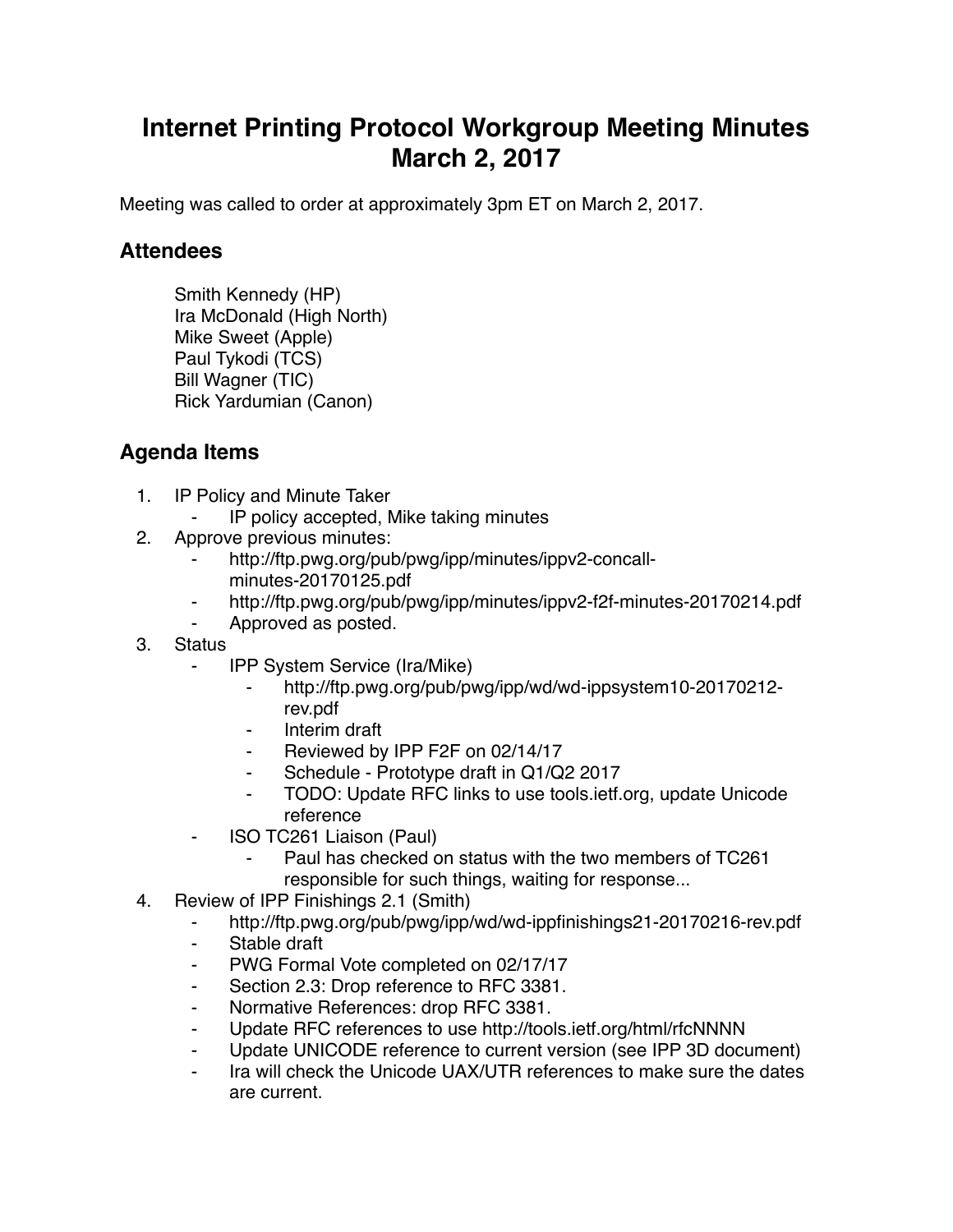# Internet Printing Protocol Workgroup Meeting Minutes March 2, 2017

Meeting was called to order at approximately 3pm ET on March 2, 2017.

## Attendees

Smith Kennedy (HP)
Ira McDonald (High North)
Mike Sweet (Apple)
Paul Tykodi (TCS)
Bill Wagner (TIC)
Rick Yardumian (Canon)

## Agenda Items

1. IP Policy and Minute Taker
    - IP policy accepted, Mike taking minutes
2. Approve previous minutes:
    - http://ftp.pwg.org/pub/pwg/ipp/minutes/ippv2-concall-minutes-20170125.pdf
    - http://ftp.pwg.org/pub/pwg/ipp/minutes/ippv2-f2f-minutes-20170214.pdf
    - Approved as posted.
3. Status
    - IPP System Service (Ira/Mike)
        - http://ftp.pwg.org/pub/pwg/ipp/wd/wd-ippsystem10-20170212-rev.pdf
        - Interim draft
        - Reviewed by IPP F2F on 02/14/17
        - Schedule - Prototype draft in Q1/Q2 2017
        - TODO: Update RFC links to use tools.ietf.org, update Unicode reference
    - ISO TC261 Liaison (Paul)
        - Paul has checked on status with the two members of TC261 responsible for such things, waiting for response...
4. Review of IPP Finishings 2.1 (Smith)
    - http://ftp.pwg.org/pub/pwg/ipp/wd/wd-ippfinishings21-20170216-rev.pdf
    - Stable draft
    - PWG Formal Vote completed on 02/17/17
    - Section 2.3: Drop reference to RFC 3381.
    - Normative References: drop RFC 3381.
    - Update RFC references to use http://tools.ietf.org/html/rfcNNNN
    - Update UNICODE reference to current version (see IPP 3D document)
    - Ira will check the Unicode UAX/UTR references to make sure the dates are current.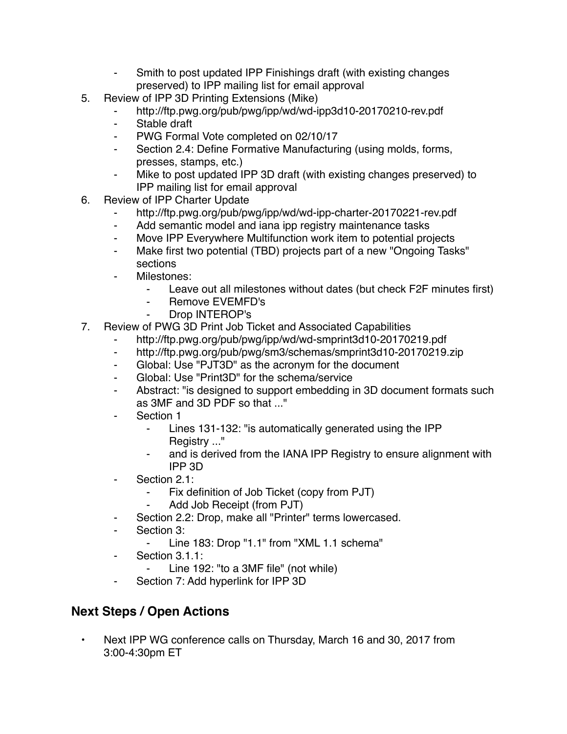- Smith to post updated IPP Finishings draft (with existing changes preserved) to IPP mailing list for email approval

5. Review of IPP 3D Printing Extensions (Mike)
    - http://ftp.pwg.org/pub/pwg/ipp/wd/wd-ipp3d10-20170210-rev.pdf
    - Stable draft
    - PWG Formal Vote completed on 02/10/17
    - Section 2.4: Define Formative Manufacturing (using molds, forms, presses, stamps, etc.)
    - Mike to post updated IPP 3D draft (with existing changes preserved) to IPP mailing list for email approval
6. Review of IPP Charter Update
    - http://ftp.pwg.org/pub/pwg/ipp/wd/wd-ipp-charter-20170221-rev.pdf
    - Add semantic model and iana ipp registry maintenance tasks
    - Move IPP Everywhere Multifunction work item to potential projects
    - Make first two potential (TBD) projects part of a new "Ongoing Tasks" sections
    - Milestones:
        - Leave out all milestones without dates (but check F2F minutes first)
        - Remove EVEMFD's
        - Drop INTEROP's
7. Review of PWG 3D Print Job Ticket and Associated Capabilities
    - http://ftp.pwg.org/pub/pwg/ipp/wd/wd-smprint3d10-20170219.pdf
    - http://ftp.pwg.org/pub/pwg/sm3/schemas/smprint3d10-20170219.zip
    - Global: Use "PJT3D" as the acronym for the document
    - Global: Use "Print3D" for the schema/service
    - Abstract: "is designed to support embedding in 3D document formats such as 3MF and 3D PDF so that ..."
    - Section 1
        - Lines 131-132: "is automatically generated using the IPP Registry ..."
        - and is derived from the IANA IPP Registry to ensure alignment with IPP 3D
    - Section 2.1:
        - Fix definition of Job Ticket (copy from PJT)
        - Add Job Receipt (from PJT)
    - Section 2.2: Drop, make all "Printer" terms lowercased.
    - Section 3:
        - Line 183: Drop "1.1" from "XML 1.1 schema"
    - Section 3.1.1:
        - Line 192: "to a 3MF file" (not while)
    - Section 7: Add hyperlink for IPP 3D

## Next Steps / Open Actions

- Next IPP WG conference calls on Thursday, March 16 and 30, 2017 from 3:00-4:30pm ET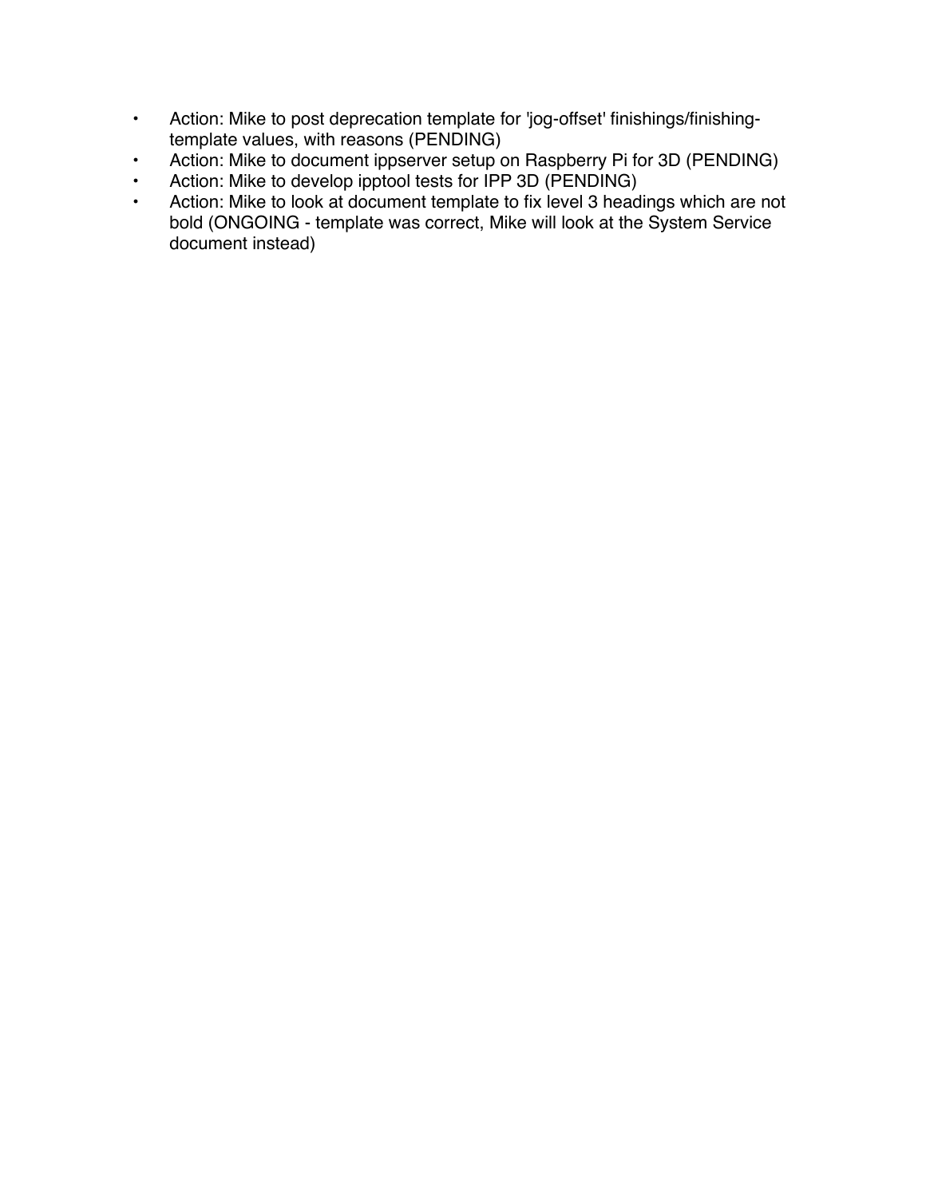- Action: Mike to post deprecation template for 'jog-offset' finishings/finishing-template values, with reasons (PENDING)
- Action: Mike to document ippserver setup on Raspberry Pi for 3D (PENDING)
- Action: Mike to develop ipptool tests for IPP 3D (PENDING)
- Action: Mike to look at document template to fix level 3 headings which are not bold (ONGOING - template was correct, Mike will look at the System Service document instead)